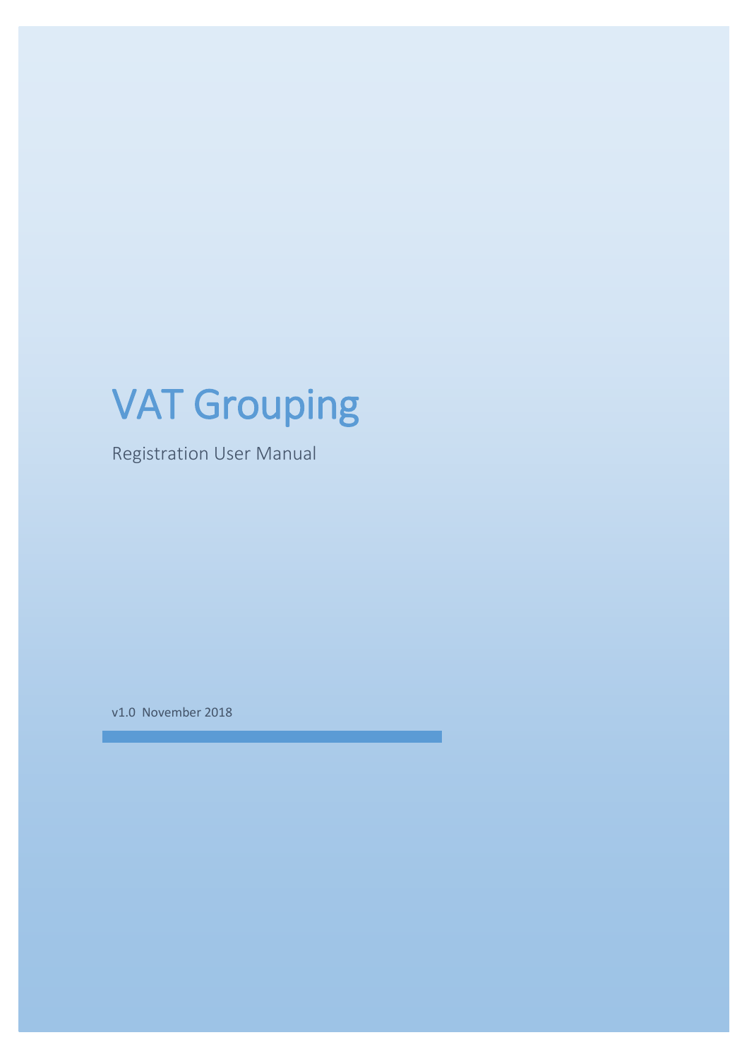# VAT Grouping

Registration User Manual

v1.0 November 2018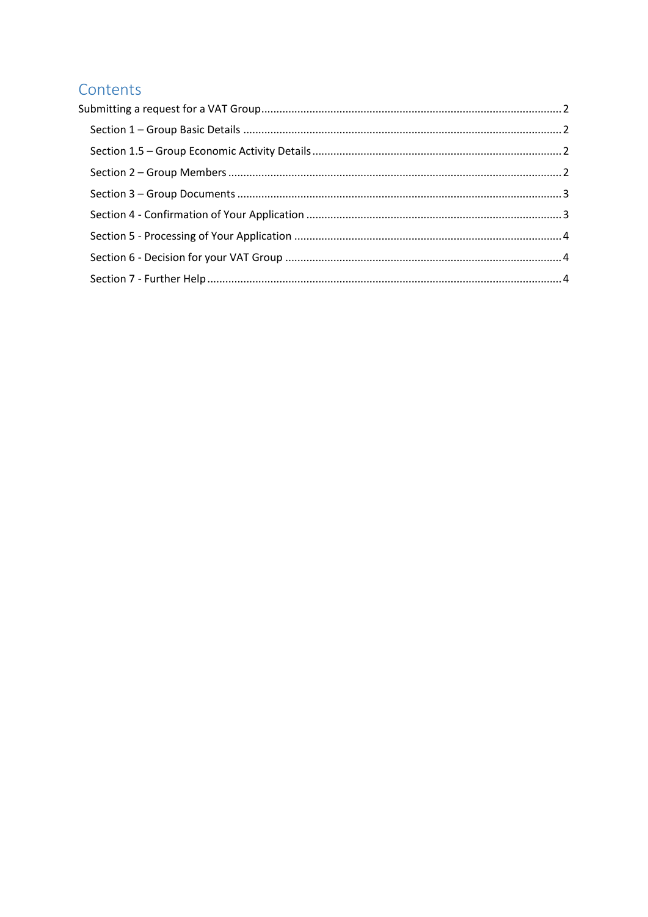# Contents

Submitting a request for a VAT Group .......... 2

- Section 1 – Group Basic Details .......... 2
- Section 1.5 – Group Economic Activity Details .......... 2
- Section 2 – Group Members .......... 2
- Section 3 – Group Documents .......... 3
- Section 4 - Confirmation of Your Application .......... 3
- Section 5 - Processing of Your Application .......... 4
- Section 6 - Decision for your VAT Group .......... 4
- Section 7 - Further Help .......... 4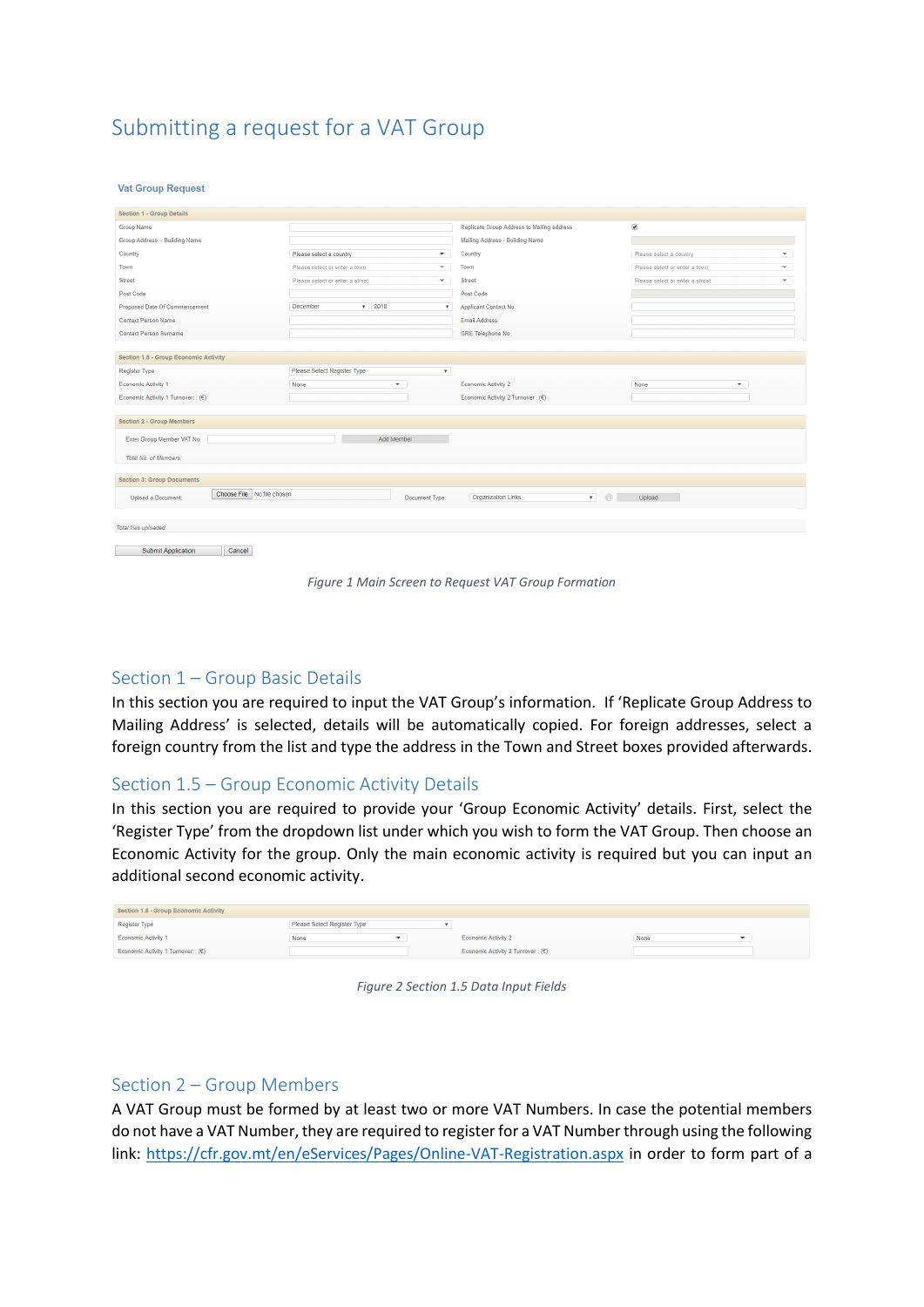# Submitting a request for a VAT Group

Figure 1 Main Screen to Request VAT Group Formation

## Section 1 – Group Basic Details

In this section you are required to input the VAT Group's information. If 'Replicate Group Address to Mailing Address' is selected, details will be automatically copied. For foreign addresses, select a foreign country from the list and type the address in the Town and Street boxes provided afterwards.

## Section 1.5 – Group Economic Activity Details

In this section you are required to provide your 'Group Economic Activity' details. First, select the 'Register Type' from the dropdown list under which you wish to form the VAT Group. Then choose an Economic Activity for the group. Only the main economic activity is required but you can input an additional second economic activity.

Figure 2 Section 1.5 Data Input Fields

## Section 2 – Group Members

A VAT Group must be formed by at least two or more VAT Numbers. In case the potential members do not have a VAT Number, they are required to register for a VAT Number through using the following link: https://cfr.gov.mt/en/eServices/Pages/Online-VAT-Registration.aspx in order to form part of a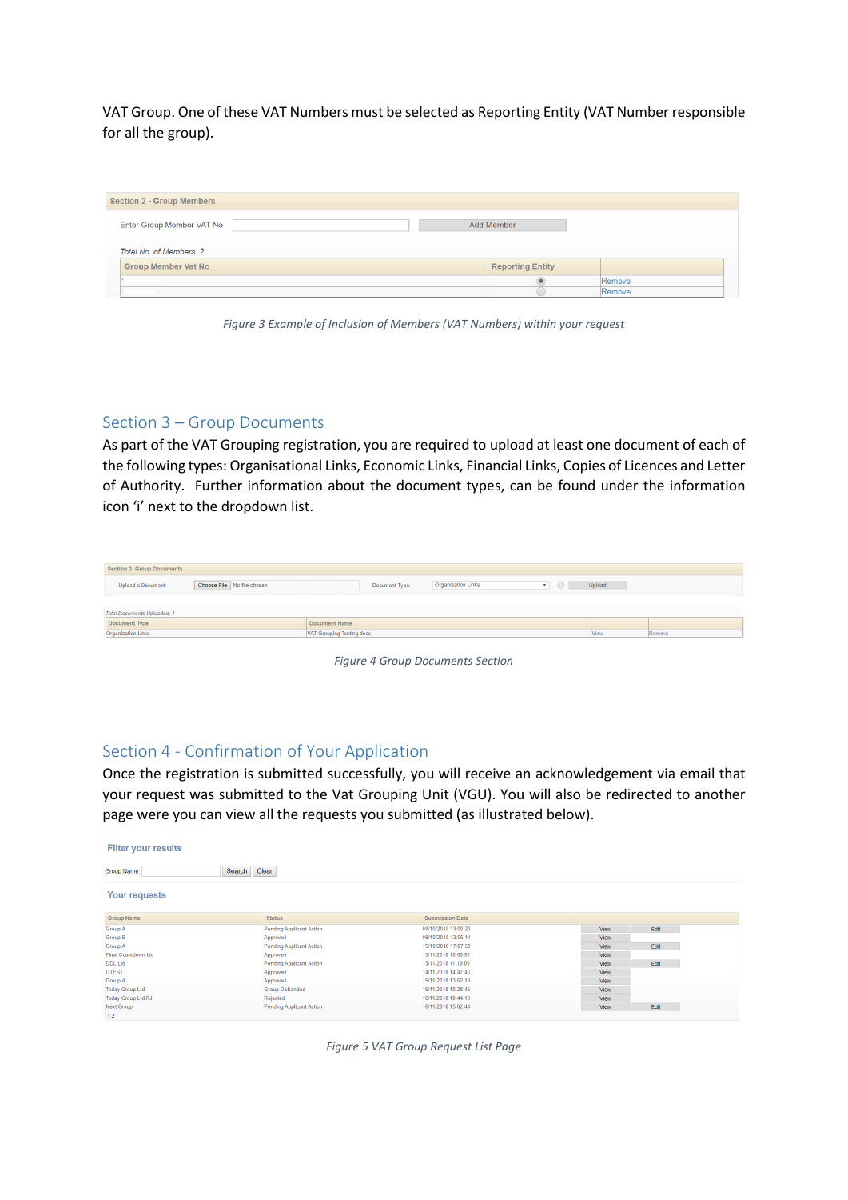VAT Group. One of these VAT Numbers must be selected as Reporting Entity (VAT Number responsible for all the group).

*Figure 3 Example of Inclusion of Members (VAT Numbers) within your request*

## Section 3 – Group Documents

As part of the VAT Grouping registration, you are required to upload at least one document of each of the following types: Organisational Links, Economic Links, Financial Links, Copies of Licences and Letter of Authority. Further information about the document types, can be found under the information icon 'i' next to the dropdown list.

*Figure 4 Group Documents Section*

## Section 4 - Confirmation of Your Application

Once the registration is submitted successfully, you will receive an acknowledgement via email that your request was submitted to the Vat Grouping Unit (VGU). You will also be redirected to another page were you can view all the requests you submitted (as illustrated below).

*Figure 5 VAT Group Request List Page*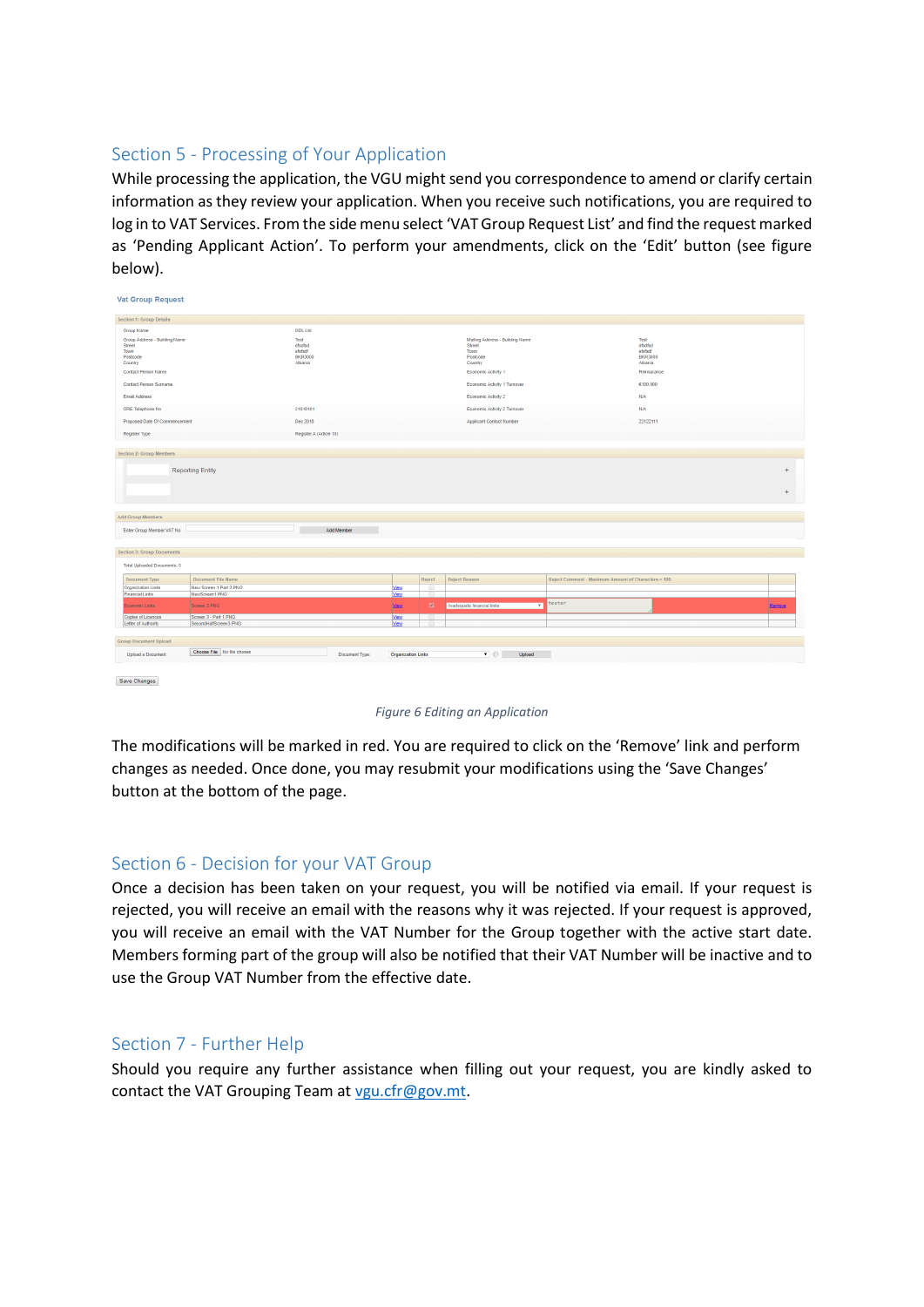## Section 5 - Processing of Your Application

While processing the application, the VGU might send you correspondence to amend or clarify certain information as they review your application. When you receive such notifications, you are required to log in to VAT Services. From the side menu select 'VAT Group Request List' and find the request marked as 'Pending Applicant Action'. To perform your amendments, click on the 'Edit' button (see figure below).

*Figure 6 Editing an Application*

The modifications will be marked in red. You are required to click on the 'Remove' link and perform changes as needed. Once done, you may resubmit your modifications using the 'Save Changes' button at the bottom of the page.

## Section 6 - Decision for your VAT Group

Once a decision has been taken on your request, you will be notified via email. If your request is rejected, you will receive an email with the reasons why it was rejected. If your request is approved, you will receive an email with the VAT Number for the Group together with the active start date. Members forming part of the group will also be notified that their VAT Number will be inactive and to use the Group VAT Number from the effective date.

## Section 7 - Further Help

Should you require any further assistance when filling out your request, you are kindly asked to contact the VAT Grouping Team at vgu.cfr@gov.mt.